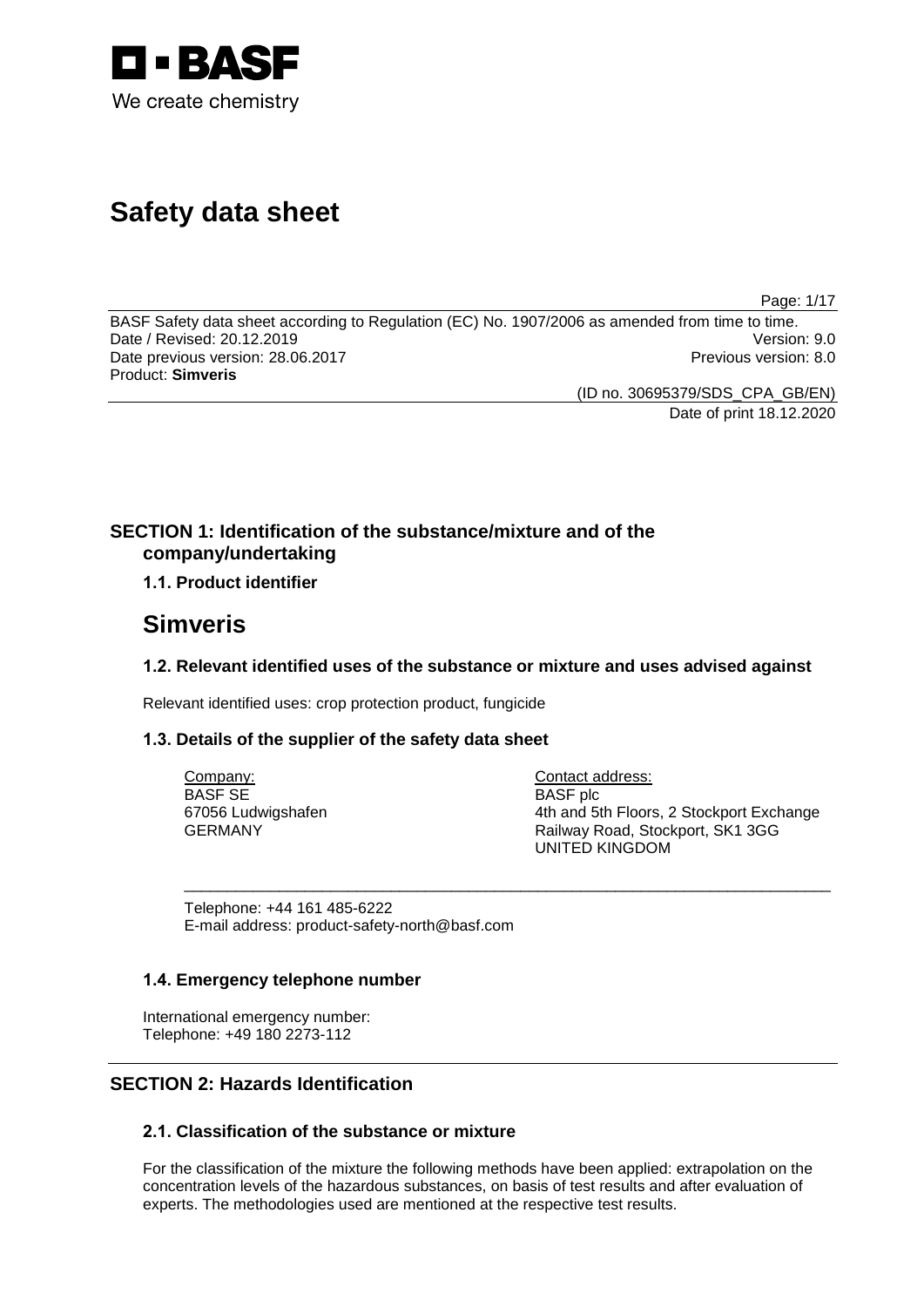BASF
We create chemistry

# Safety data sheet

BASF Safety data sheet according to Regulation (EC) No. 1907/2006 as amended from time to time.
Date / Revised: 20.12.2019 Version: 9.0
Date previous version: 28.06.2017 Previous version: 8.0
Product: **Simveris**

(ID no. 30695379/SDS_CPA_GB/EN)
Date of print 18.12.2020

## SECTION 1: Identification of the substance/mixture and of the company/undertaking

### 1.1. Product identifier

# Simveris

### 1.2. Relevant identified uses of the substance or mixture and uses advised against

Relevant identified uses: crop protection product, fungicide

### 1.3. Details of the supplier of the safety data sheet

Company:
BASF SE
67056 Ludwigshafen
GERMANY

Contact address:
BASF plc
4th and 5th Floors, 2 Stockport Exchange
Railway Road, Stockport, SK1 3GG
UNITED KINGDOM

Telephone: +44 161 485-6222
E-mail address: product-safety-north@basf.com

### 1.4. Emergency telephone number

International emergency number:
Telephone: +49 180 2273-112

## SECTION 2: Hazards Identification

### 2.1. Classification of the substance or mixture

For the classification of the mixture the following methods have been applied: extrapolation on the concentration levels of the hazardous substances, on basis of test results and after evaluation of experts. The methodologies used are mentioned at the respective test results.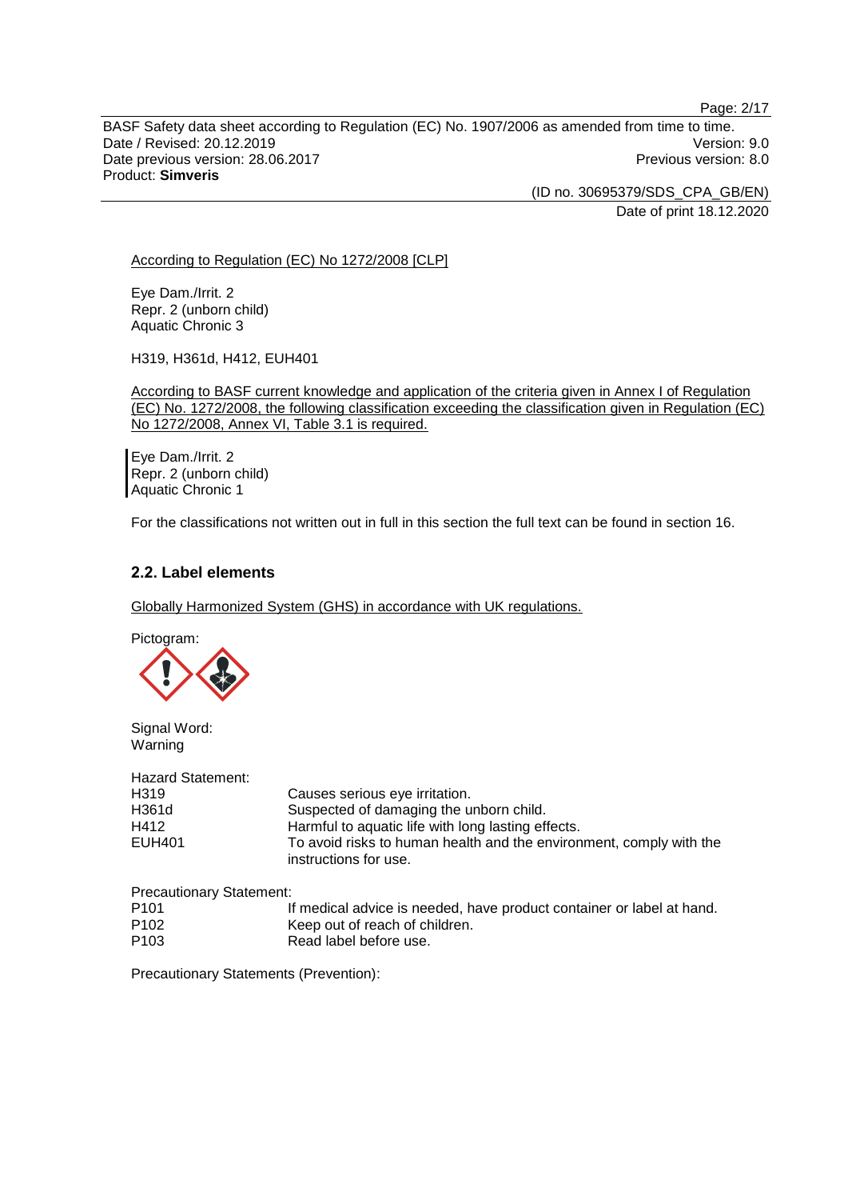According to Regulation (EC) No 1272/2008 [CLP]

Eye Dam./Irrit. 2
Repr. 2 (unborn child)
Aquatic Chronic 3

H319, H361d, H412, EUH401

According to BASF current knowledge and application of the criteria given in Annex I of Regulation (EC) No. 1272/2008, the following classification exceeding the classification given in Regulation (EC) No 1272/2008, Annex VI, Table 3.1 is required.

Eye Dam./Irrit. 2
Repr. 2 (unborn child)
Aquatic Chronic 1

For the classifications not written out in full in this section the full text can be found in section 16.

## 2.2. Label elements

Globally Harmonized System (GHS) in accordance with UK regulations.

Pictogram:

Signal Word:
Warning

Hazard Statement:

| | |
|---|---|
| H319 | Causes serious eye irritation. |
| H361d | Suspected of damaging the unborn child. |
| H412 | Harmful to aquatic life with long lasting effects. |
| EUH401 | To avoid risks to human health and the environment, comply with the instructions for use. |

Precautionary Statement:

| | |
|---|---|
| P101 | If medical advice is needed, have product container or label at hand. |
| P102 | Keep out of reach of children. |
| P103 | Read label before use. |

Precautionary Statements (Prevention):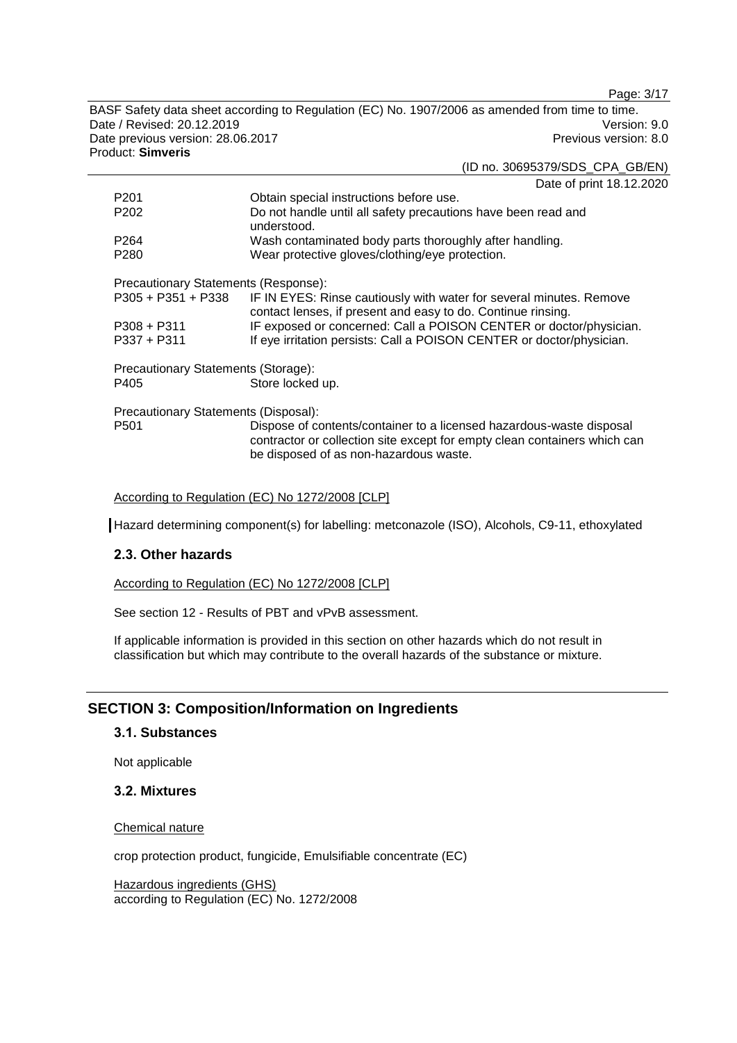| | |
|---|---|
| P201 | Obtain special instructions before use. |
| P202 | Do not handle until all safety precautions have been read and understood. |
| P264 | Wash contaminated body parts thoroughly after handling. |
| P280 | Wear protective gloves/clothing/eye protection. |

Precautionary Statements (Response):

| | |
|---|---|
| P305 + P351 + P338 | IF IN EYES: Rinse cautiously with water for several minutes. Remove contact lenses, if present and easy to do. Continue rinsing. |
| P308 + P311 | IF exposed or concerned: Call a POISON CENTER or doctor/physician. |
| P337 + P311 | If eye irritation persists: Call a POISON CENTER or doctor/physician. |

Precautionary Statements (Storage):

| | |
|---|---|
| P405 | Store locked up. |

Precautionary Statements (Disposal):

| | |
|---|---|
| P501 | Dispose of contents/container to a licensed hazardous-waste disposal contractor or collection site except for empty clean containers which can be disposed of as non-hazardous waste. |

According to Regulation (EC) No 1272/2008 [CLP]

Hazard determining component(s) for labelling: metconazole (ISO), Alcohols, C9-11, ethoxylated

### 2.3. Other hazards

According to Regulation (EC) No 1272/2008 [CLP]

See section 12 - Results of PBT and vPvB assessment.

If applicable information is provided in this section on other hazards which do not result in classification but which may contribute to the overall hazards of the substance or mixture.

## SECTION 3: Composition/Information on Ingredients

### 3.1. Substances

Not applicable

### 3.2. Mixtures

Chemical nature

crop protection product, fungicide, Emulsifiable concentrate (EC)

Hazardous ingredients (GHS)
according to Regulation (EC) No. 1272/2008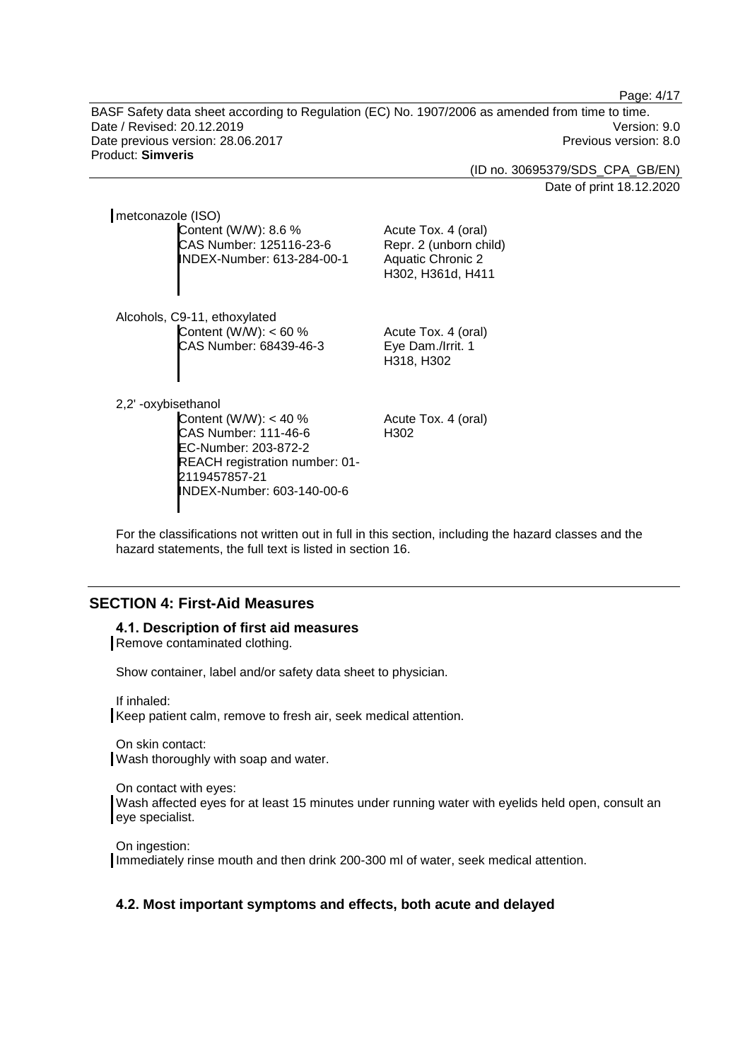metconazole (ISO)

Content (W/W): 8.6 %
CAS Number: 125116-23-6
INDEX-Number: 613-284-00-1

Acute Tox. 4 (oral)
Repr. 2 (unborn child)
Aquatic Chronic 2
H302, H361d, H411

Alcohols, C9-11, ethoxylated

Content (W/W): < 60 %
CAS Number: 68439-46-3

Acute Tox. 4 (oral)
Eye Dam./Irrit. 1
H318, H302

2,2' -oxybisethanol

Content (W/W): < 40 %
CAS Number: 111-46-6
EC-Number: 203-872-2
REACH registration number: 01-2119457857-21
INDEX-Number: 603-140-00-6

Acute Tox. 4 (oral)
H302

For the classifications not written out in full in this section, including the hazard classes and the hazard statements, the full text is listed in section 16.

## SECTION 4: First-Aid Measures

### 4.1. Description of first aid measures

Remove contaminated clothing.

Show container, label and/or safety data sheet to physician.

If inhaled:
Keep patient calm, remove to fresh air, seek medical attention.

On skin contact:
Wash thoroughly with soap and water.

On contact with eyes:
Wash affected eyes for at least 15 minutes under running water with eyelids held open, consult an eye specialist.

On ingestion:
Immediately rinse mouth and then drink 200-300 ml of water, seek medical attention.

### 4.2. Most important symptoms and effects, both acute and delayed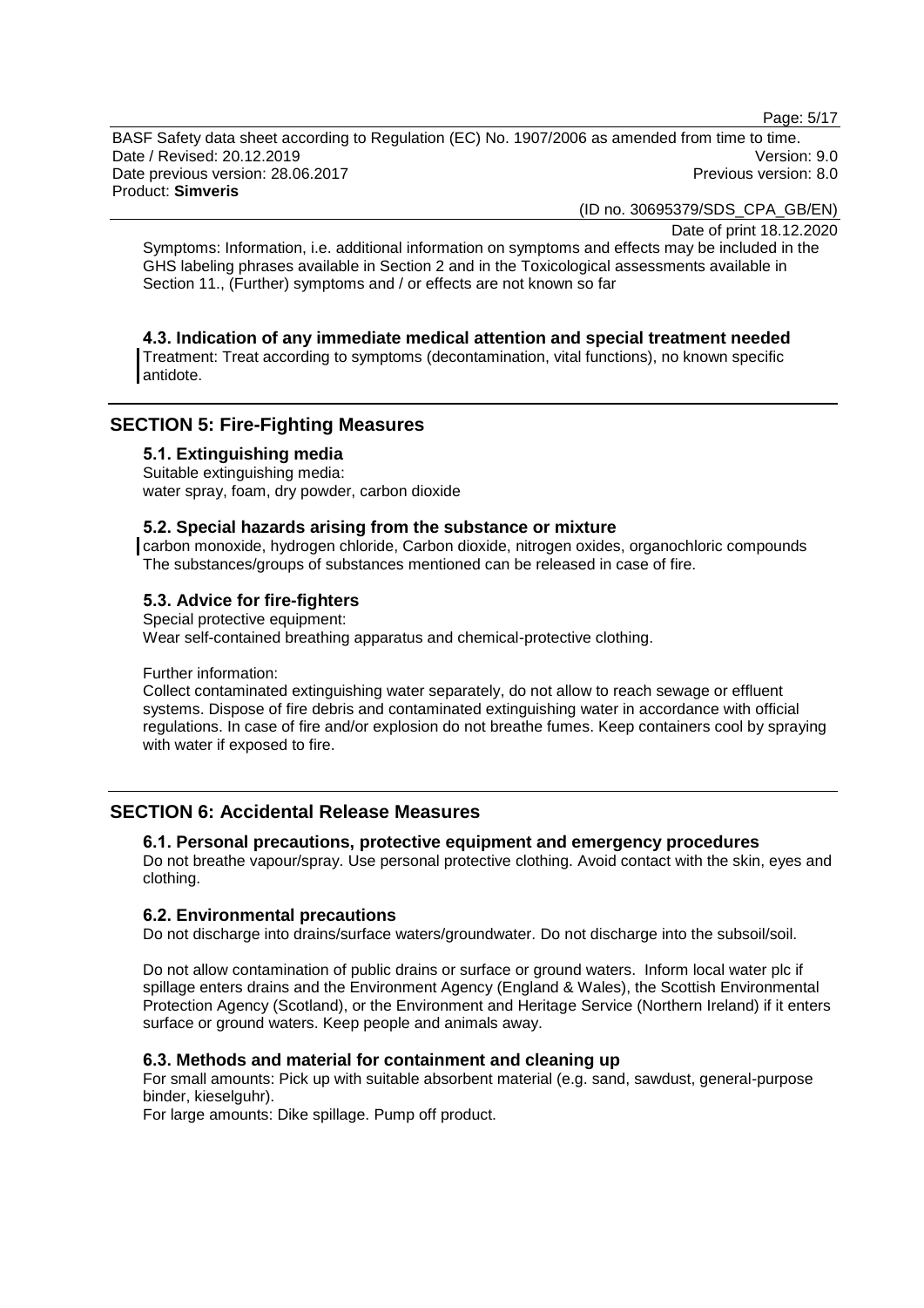Symptoms: Information, i.e. additional information on symptoms and effects may be included in the GHS labeling phrases available in Section 2 and in the Toxicological assessments available in Section 11., (Further) symptoms and / or effects are not known so far

### 4.3. Indication of any immediate medical attention and special treatment needed

Treatment: Treat according to symptoms (decontamination, vital functions), no known specific antidote.

## SECTION 5: Fire-Fighting Measures

### 5.1. Extinguishing media

Suitable extinguishing media:
water spray, foam, dry powder, carbon dioxide

### 5.2. Special hazards arising from the substance or mixture

carbon monoxide, hydrogen chloride, Carbon dioxide, nitrogen oxides, organochloric compounds
The substances/groups of substances mentioned can be released in case of fire.

### 5.3. Advice for fire-fighters

Special protective equipment:
Wear self-contained breathing apparatus and chemical-protective clothing.

Further information:
Collect contaminated extinguishing water separately, do not allow to reach sewage or effluent systems. Dispose of fire debris and contaminated extinguishing water in accordance with official regulations. In case of fire and/or explosion do not breathe fumes. Keep containers cool by spraying with water if exposed to fire.

## SECTION 6: Accidental Release Measures

### 6.1. Personal precautions, protective equipment and emergency procedures

Do not breathe vapour/spray. Use personal protective clothing. Avoid contact with the skin, eyes and clothing.

### 6.2. Environmental precautions

Do not discharge into drains/surface waters/groundwater. Do not discharge into the subsoil/soil.

Do not allow contamination of public drains or surface or ground waters. Inform local water plc if spillage enters drains and the Environment Agency (England & Wales), the Scottish Environmental Protection Agency (Scotland), or the Environment and Heritage Service (Northern Ireland) if it enters surface or ground waters. Keep people and animals away.

### 6.3. Methods and material for containment and cleaning up

For small amounts: Pick up with suitable absorbent material (e.g. sand, sawdust, general-purpose binder, kieselguhr).
For large amounts: Dike spillage. Pump off product.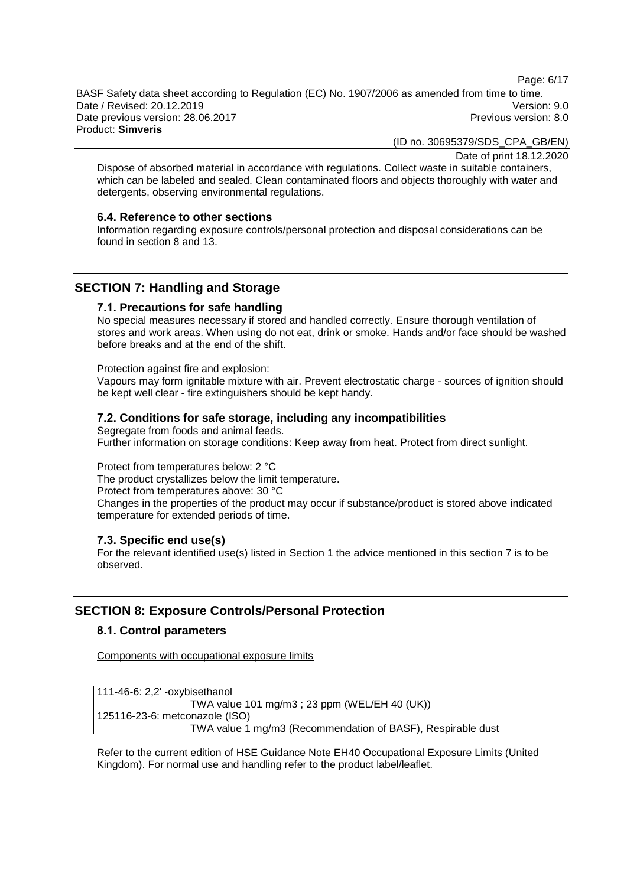Dispose of absorbed material in accordance with regulations. Collect waste in suitable containers, which can be labeled and sealed. Clean contaminated floors and objects thoroughly with water and detergents, observing environmental regulations.

### 6.4. Reference to other sections

Information regarding exposure controls/personal protection and disposal considerations can be found in section 8 and 13.

## SECTION 7: Handling and Storage

### 7.1. Precautions for safe handling

No special measures necessary if stored and handled correctly. Ensure thorough ventilation of stores and work areas. When using do not eat, drink or smoke. Hands and/or face should be washed before breaks and at the end of the shift.

Protection against fire and explosion:

Vapours may form ignitable mixture with air. Prevent electrostatic charge - sources of ignition should be kept well clear - fire extinguishers should be kept handy.

### 7.2. Conditions for safe storage, including any incompatibilities

Segregate from foods and animal feeds.

Further information on storage conditions: Keep away from heat. Protect from direct sunlight.

Protect from temperatures below: 2 °C

The product crystallizes below the limit temperature.

Protect from temperatures above: 30 °C

Changes in the properties of the product may occur if substance/product is stored above indicated temperature for extended periods of time.

### 7.3. Specific end use(s)

For the relevant identified use(s) listed in Section 1 the advice mentioned in this section 7 is to be observed.

## SECTION 8: Exposure Controls/Personal Protection

### 8.1. Control parameters

Components with occupational exposure limits

111-46-6: 2,2' -oxybisethanol
TWA value 101 mg/m3 ; 23 ppm (WEL/EH 40 (UK))
125116-23-6: metconazole (ISO)
TWA value 1 mg/m3 (Recommendation of BASF), Respirable dust

Refer to the current edition of HSE Guidance Note EH40 Occupational Exposure Limits (United Kingdom). For normal use and handling refer to the product label/leaflet.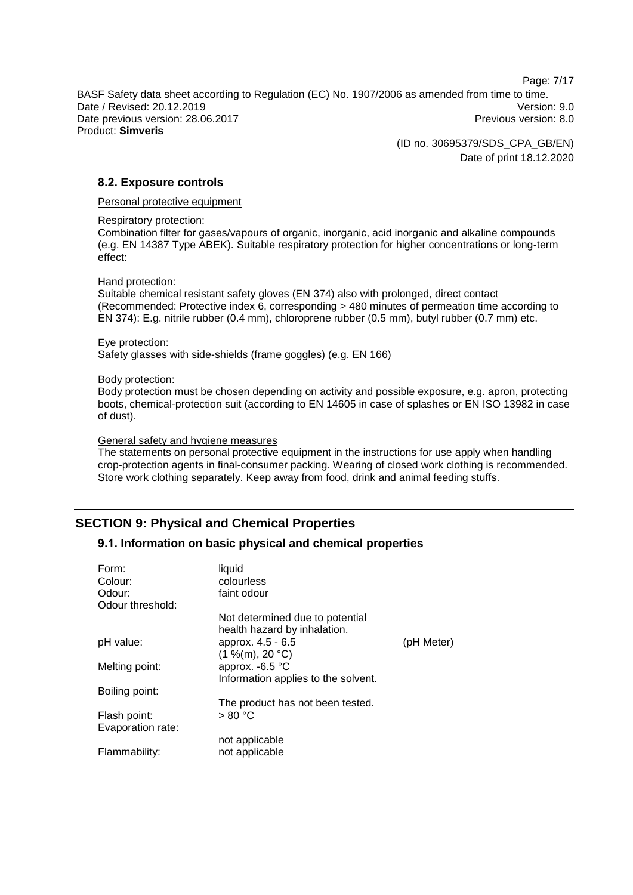### 8.2. Exposure controls

Personal protective equipment

Respiratory protection:
Combination filter for gases/vapours of organic, inorganic, acid inorganic and alkaline compounds (e.g. EN 14387 Type ABEK). Suitable respiratory protection for higher concentrations or long-term effect:

Hand protection:
Suitable chemical resistant safety gloves (EN 374) also with prolonged, direct contact (Recommended: Protective index 6, corresponding > 480 minutes of permeation time according to EN 374): E.g. nitrile rubber (0.4 mm), chloroprene rubber (0.5 mm), butyl rubber (0.7 mm) etc.

Eye protection:
Safety glasses with side-shields (frame goggles) (e.g. EN 166)

Body protection:
Body protection must be chosen depending on activity and possible exposure, e.g. apron, protecting boots, chemical-protection suit (according to EN 14605 in case of splashes or EN ISO 13982 in case of dust).

General safety and hygiene measures

The statements on personal protective equipment in the instructions for use apply when handling crop-protection agents in final-consumer packing. Wearing of closed work clothing is recommended. Store work clothing separately. Keep away from food, drink and animal feeding stuffs.

## SECTION 9: Physical and Chemical Properties

### 9.1. Information on basic physical and chemical properties

| | | |
|---|---|---|
| Form: | liquid | |
| Colour: | colourless | |
| Odour: | faint odour | |
| Odour threshold: | Not determined due to potential health hazard by inhalation. | |
| pH value: | approx. 4.5 - 6.5 (1 %(m), 20 °C) | (pH Meter) |
| Melting point: | approx. -6.5 °C Information applies to the solvent. | |
| Boiling point: | The product has not been tested. | |
| Flash point: | > 80 °C | |
| Evaporation rate: | not applicable | |
| Flammability: | not applicable | |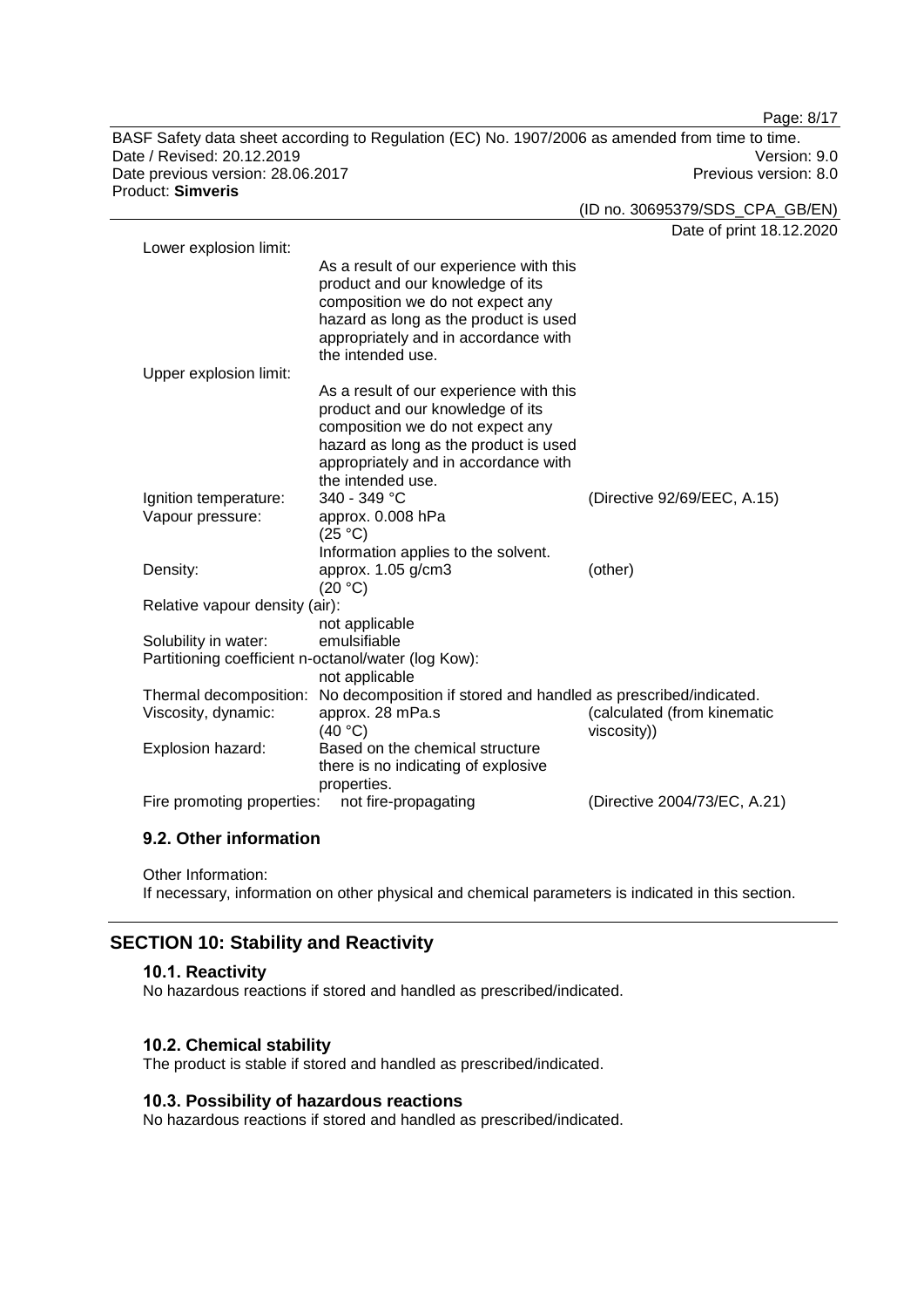| Property | Value | Method |
|---|---|---|
| Lower explosion limit: | As a result of our experience with this product and our knowledge of its composition we do not expect any hazard as long as the product is used appropriately and in accordance with the intended use. | |
| Upper explosion limit: | As a result of our experience with this product and our knowledge of its composition we do not expect any hazard as long as the product is used appropriately and in accordance with the intended use. | |
| Ignition temperature: | 340 - 349 °C | (Directive 92/69/EEC, A.15) |
| Vapour pressure: | approx. 0.008 hPa (25 °C) Information applies to the solvent. | |
| Density: | approx. 1.05 g/cm3 (20 °C) | (other) |
| Relative vapour density (air): | not applicable | |
| Solubility in water: | emulsifiable | |
| Partitioning coefficient n-octanol/water (log Kow): | not applicable | |
| Thermal decomposition: | No decomposition if stored and handled as prescribed/indicated. | |
| Viscosity, dynamic: | approx. 28 mPa.s (40 °C) | (calculated (from kinematic viscosity)) |
| Explosion hazard: | Based on the chemical structure there is no indicating of explosive properties. | |
| Fire promoting properties: | not fire-propagating | (Directive 2004/73/EC, A.21) |

### 9.2. Other information

Other Information:
If necessary, information on other physical and chemical parameters is indicated in this section.

## SECTION 10: Stability and Reactivity

### 10.1. Reactivity

No hazardous reactions if stored and handled as prescribed/indicated.

### 10.2. Chemical stability

The product is stable if stored and handled as prescribed/indicated.

### 10.3. Possibility of hazardous reactions

No hazardous reactions if stored and handled as prescribed/indicated.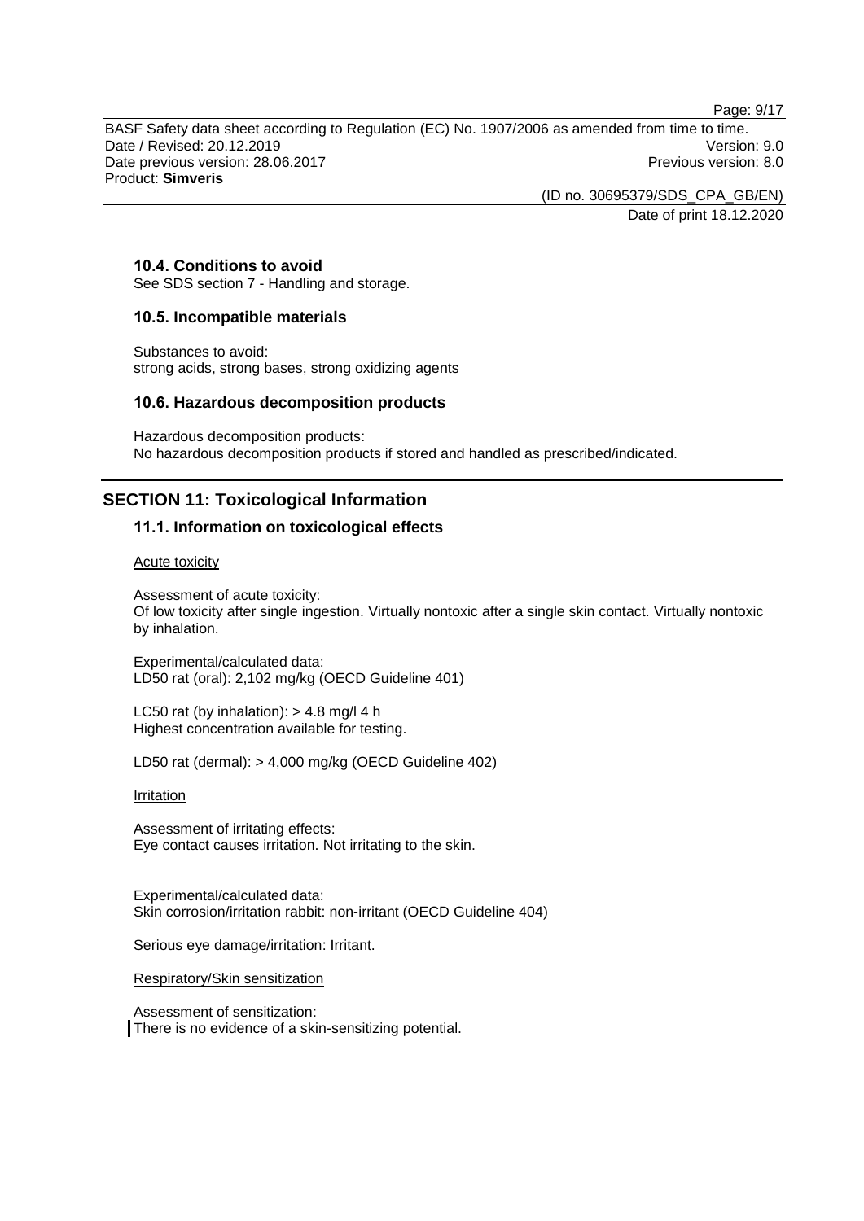### 10.4. Conditions to avoid

See SDS section 7 - Handling and storage.

### 10.5. Incompatible materials

Substances to avoid:
strong acids, strong bases, strong oxidizing agents

### 10.6. Hazardous decomposition products

Hazardous decomposition products:
No hazardous decomposition products if stored and handled as prescribed/indicated.

## SECTION 11: Toxicological Information

### 11.1. Information on toxicological effects

Acute toxicity

Assessment of acute toxicity:
Of low toxicity after single ingestion. Virtually nontoxic after a single skin contact. Virtually nontoxic by inhalation.

Experimental/calculated data:
LD50 rat (oral): 2,102 mg/kg (OECD Guideline 401)

LC50 rat (by inhalation): > 4.8 mg/l 4 h
Highest concentration available for testing.

LD50 rat (dermal): > 4,000 mg/kg (OECD Guideline 402)

Irritation

Assessment of irritating effects:
Eye contact causes irritation. Not irritating to the skin.

Experimental/calculated data:
Skin corrosion/irritation rabbit: non-irritant (OECD Guideline 404)

Serious eye damage/irritation: Irritant.

Respiratory/Skin sensitization

Assessment of sensitization:
There is no evidence of a skin-sensitizing potential.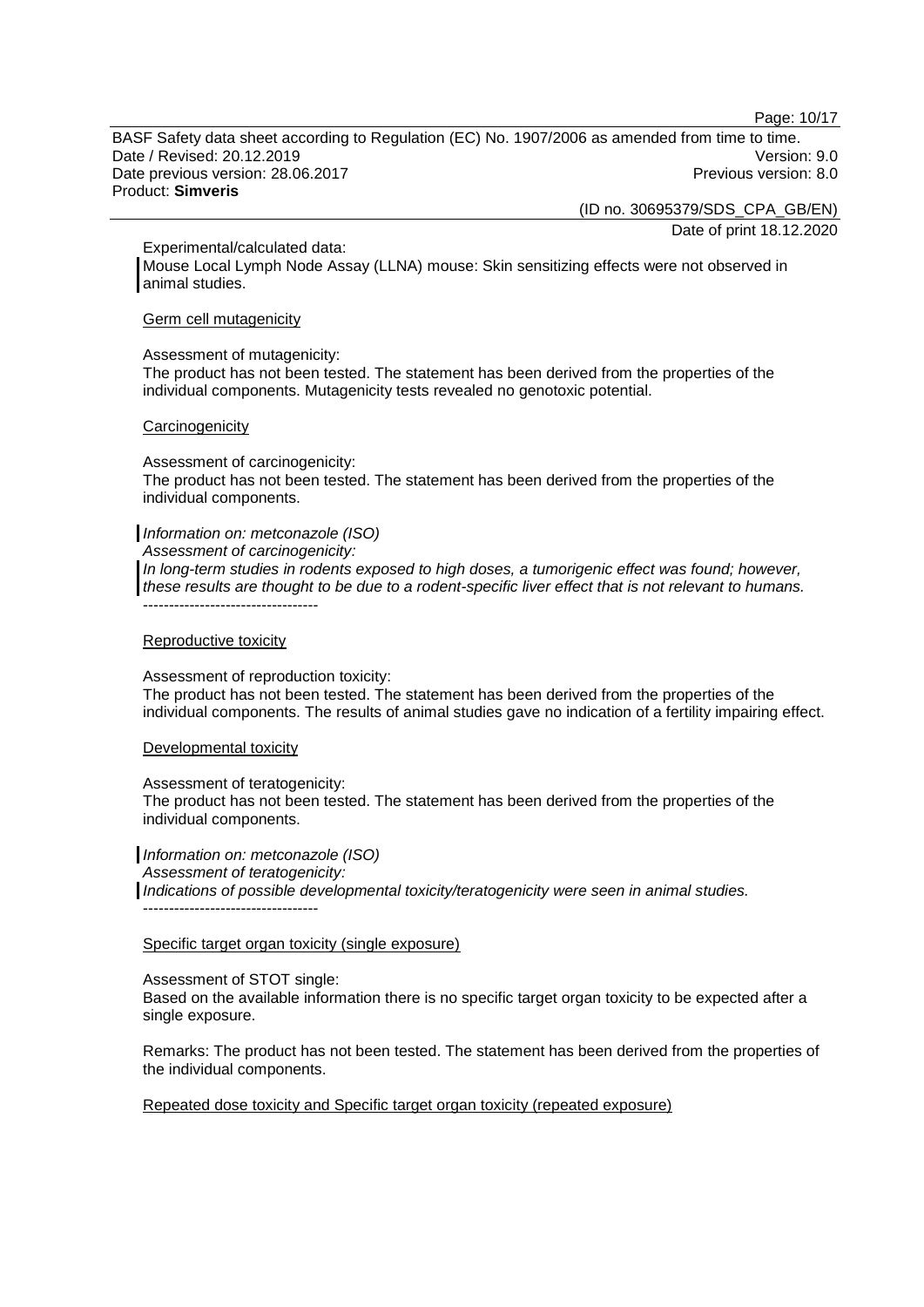Experimental/calculated data:
Mouse Local Lymph Node Assay (LLNA) mouse: Skin sensitizing effects were not observed in animal studies.

Germ cell mutagenicity

Assessment of mutagenicity:
The product has not been tested. The statement has been derived from the properties of the individual components. Mutagenicity tests revealed no genotoxic potential.

Carcinogenicity

Assessment of carcinogenicity:
The product has not been tested. The statement has been derived from the properties of the individual components.

*Information on: metconazole (ISO)*
*Assessment of carcinogenicity:*
*In long-term studies in rodents exposed to high doses, a tumorigenic effect was found; however, these results are thought to be due to a rodent-specific liver effect that is not relevant to humans.*
----------------------------------

Reproductive toxicity

Assessment of reproduction toxicity:
The product has not been tested. The statement has been derived from the properties of the individual components. The results of animal studies gave no indication of a fertility impairing effect.

Developmental toxicity

Assessment of teratogenicity:
The product has not been tested. The statement has been derived from the properties of the individual components.

*Information on: metconazole (ISO)*
*Assessment of teratogenicity:*
*Indications of possible developmental toxicity/teratogenicity were seen in animal studies.*
----------------------------------

Specific target organ toxicity (single exposure)

Assessment of STOT single:
Based on the available information there is no specific target organ toxicity to be expected after a single exposure.

Remarks: The product has not been tested. The statement has been derived from the properties of the individual components.

Repeated dose toxicity and Specific target organ toxicity (repeated exposure)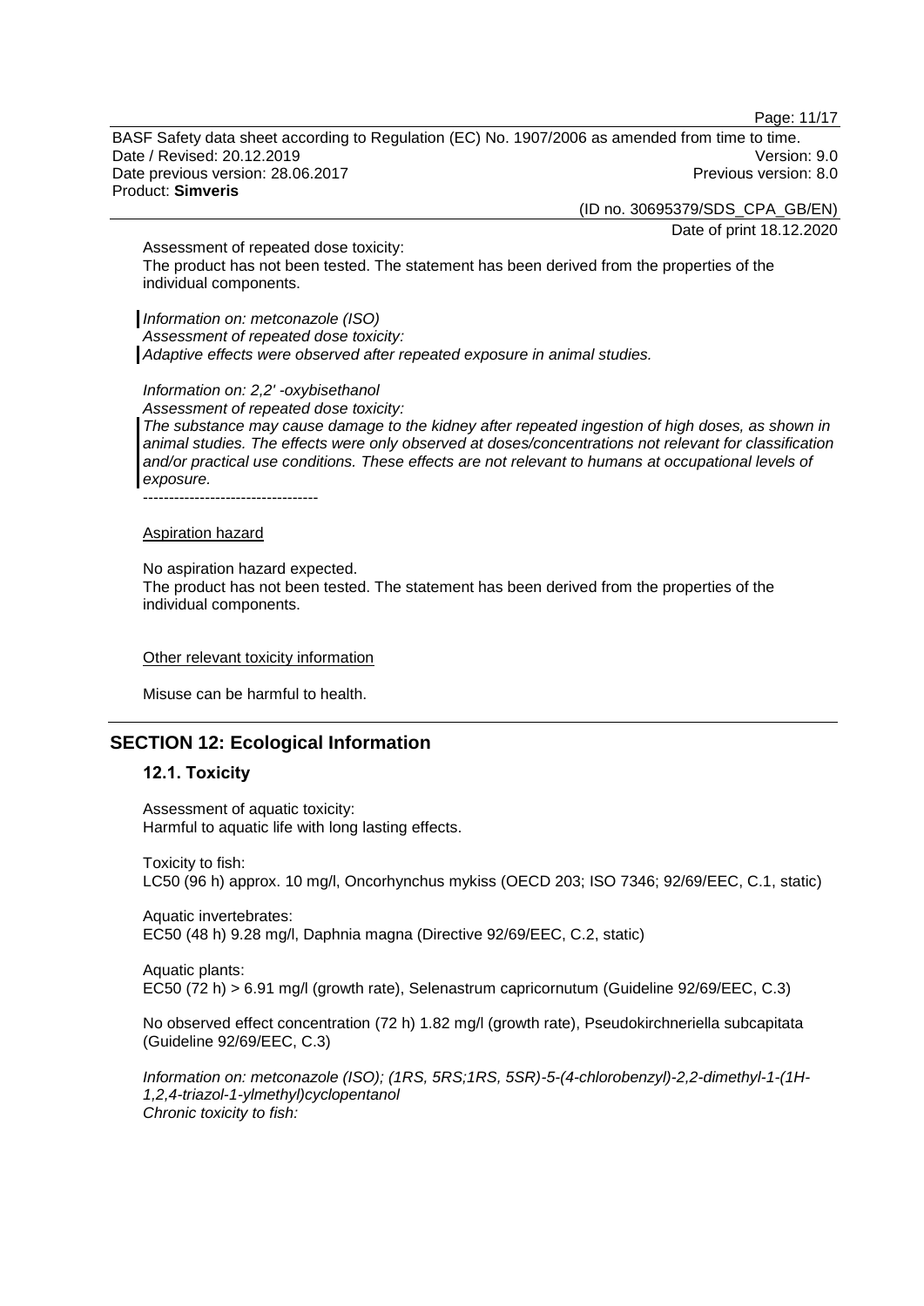Assessment of repeated dose toxicity:
The product has not been tested. The statement has been derived from the properties of the individual components.

*Information on: metconazole (ISO)*
*Assessment of repeated dose toxicity:*
*Adaptive effects were observed after repeated exposure in animal studies.*

*Information on: 2,2' -oxybisethanol*
*Assessment of repeated dose toxicity:*
*The substance may cause damage to the kidney after repeated ingestion of high doses, as shown in animal studies. The effects were only observed at doses/concentrations not relevant for classification and/or practical use conditions. These effects are not relevant to humans at occupational levels of exposure.*
----------------------------------

Aspiration hazard

No aspiration hazard expected.
The product has not been tested. The statement has been derived from the properties of the individual components.

Other relevant toxicity information

Misuse can be harmful to health.

## SECTION 12: Ecological Information

### 12.1. Toxicity

Assessment of aquatic toxicity:
Harmful to aquatic life with long lasting effects.

Toxicity to fish:
LC50 (96 h) approx. 10 mg/l, Oncorhynchus mykiss (OECD 203; ISO 7346; 92/69/EEC, C.1, static)

Aquatic invertebrates:
EC50 (48 h) 9.28 mg/l, Daphnia magna (Directive 92/69/EEC, C.2, static)

Aquatic plants:
EC50 (72 h) > 6.91 mg/l (growth rate), Selenastrum capricornutum (Guideline 92/69/EEC, C.3)

No observed effect concentration (72 h) 1.82 mg/l (growth rate), Pseudokirchneriella subcapitata (Guideline 92/69/EEC, C.3)

*Information on: metconazole (ISO); (1RS, 5RS;1RS, 5SR)-5-(4-chlorobenzyl)-2,2-dimethyl-1-(1H-1,2,4-triazol-1-ylmethyl)cyclopentanol*
*Chronic toxicity to fish:*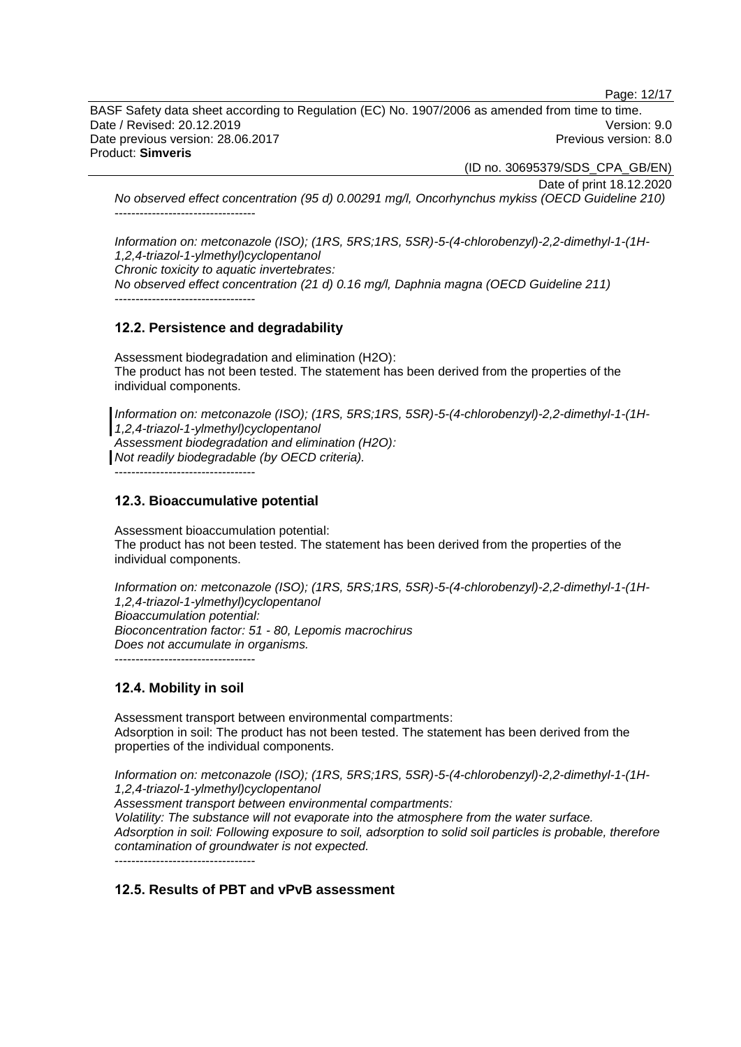*No observed effect concentration (95 d) 0.00291 mg/l, Oncorhynchus mykiss (OECD Guideline 210)*
----------------------------------

*Information on: metconazole (ISO); (1RS, 5RS;1RS, 5SR)-5-(4-chlorobenzyl)-2,2-dimethyl-1-(1H-1,2,4-triazol-1-ylmethyl)cyclopentanol*
*Chronic toxicity to aquatic invertebrates:*
*No observed effect concentration (21 d) 0.16 mg/l, Daphnia magna (OECD Guideline 211)*
----------------------------------

## 12.2. Persistence and degradability

Assessment biodegradation and elimination (H2O):
The product has not been tested. The statement has been derived from the properties of the individual components.

*Information on: metconazole (ISO); (1RS, 5RS;1RS, 5SR)-5-(4-chlorobenzyl)-2,2-dimethyl-1-(1H-1,2,4-triazol-1-ylmethyl)cyclopentanol*
*Assessment biodegradation and elimination (H2O):*
*Not readily biodegradable (by OECD criteria).*
----------------------------------

## 12.3. Bioaccumulative potential

Assessment bioaccumulation potential:
The product has not been tested. The statement has been derived from the properties of the individual components.

*Information on: metconazole (ISO); (1RS, 5RS;1RS, 5SR)-5-(4-chlorobenzyl)-2,2-dimethyl-1-(1H-1,2,4-triazol-1-ylmethyl)cyclopentanol*
*Bioaccumulation potential:*
*Bioconcentration factor: 51 - 80, Lepomis macrochirus*
*Does not accumulate in organisms.*
----------------------------------

## 12.4. Mobility in soil

Assessment transport between environmental compartments:
Adsorption in soil: The product has not been tested. The statement has been derived from the properties of the individual components.

*Information on: metconazole (ISO); (1RS, 5RS;1RS, 5SR)-5-(4-chlorobenzyl)-2,2-dimethyl-1-(1H-1,2,4-triazol-1-ylmethyl)cyclopentanol*
*Assessment transport between environmental compartments:*
*Volatility: The substance will not evaporate into the atmosphere from the water surface.*
*Adsorption in soil: Following exposure to soil, adsorption to solid soil particles is probable, therefore contamination of groundwater is not expected.*
----------------------------------

## 12.5. Results of PBT and vPvB assessment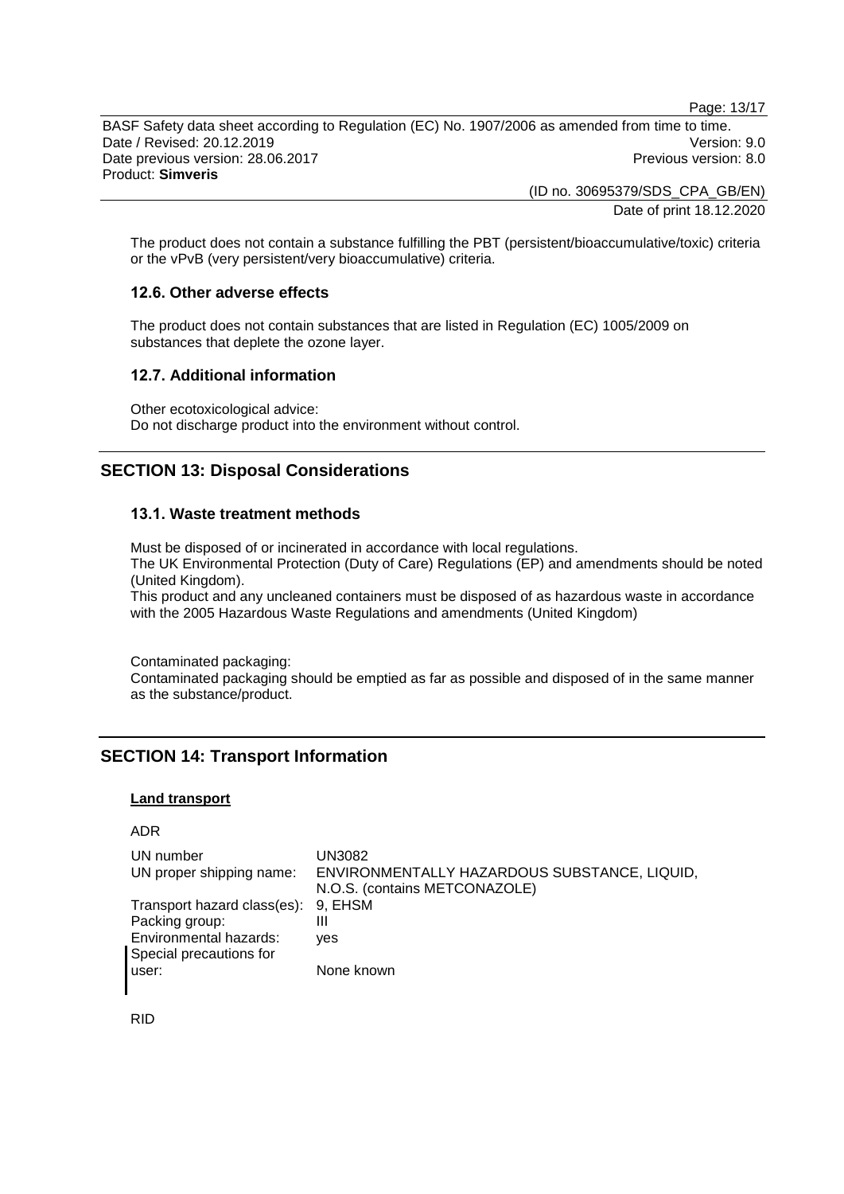The product does not contain a substance fulfilling the PBT (persistent/bioaccumulative/toxic) criteria or the vPvB (very persistent/very bioaccumulative) criteria.

### 12.6. Other adverse effects

The product does not contain substances that are listed in Regulation (EC) 1005/2009 on substances that deplete the ozone layer.

### 12.7. Additional information

Other ecotoxicological advice:
Do not discharge product into the environment without control.

## SECTION 13: Disposal Considerations

### 13.1. Waste treatment methods

Must be disposed of or incinerated in accordance with local regulations.
The UK Environmental Protection (Duty of Care) Regulations (EP) and amendments should be noted (United Kingdom).
This product and any uncleaned containers must be disposed of as hazardous waste in accordance with the 2005 Hazardous Waste Regulations and amendments (United Kingdom)

Contaminated packaging:
Contaminated packaging should be emptied as far as possible and disposed of in the same manner as the substance/product.

## SECTION 14: Transport Information

**Land transport**

ADR

| | |
|---|---|
| UN number | UN3082 |
| UN proper shipping name: | ENVIRONMENTALLY HAZARDOUS SUBSTANCE, LIQUID, N.O.S. (contains METCONAZOLE) |
| Transport hazard class(es): | 9, EHSM |
| Packing group: | III |
| Environmental hazards: | yes |
| Special precautions for user: | None known |

RID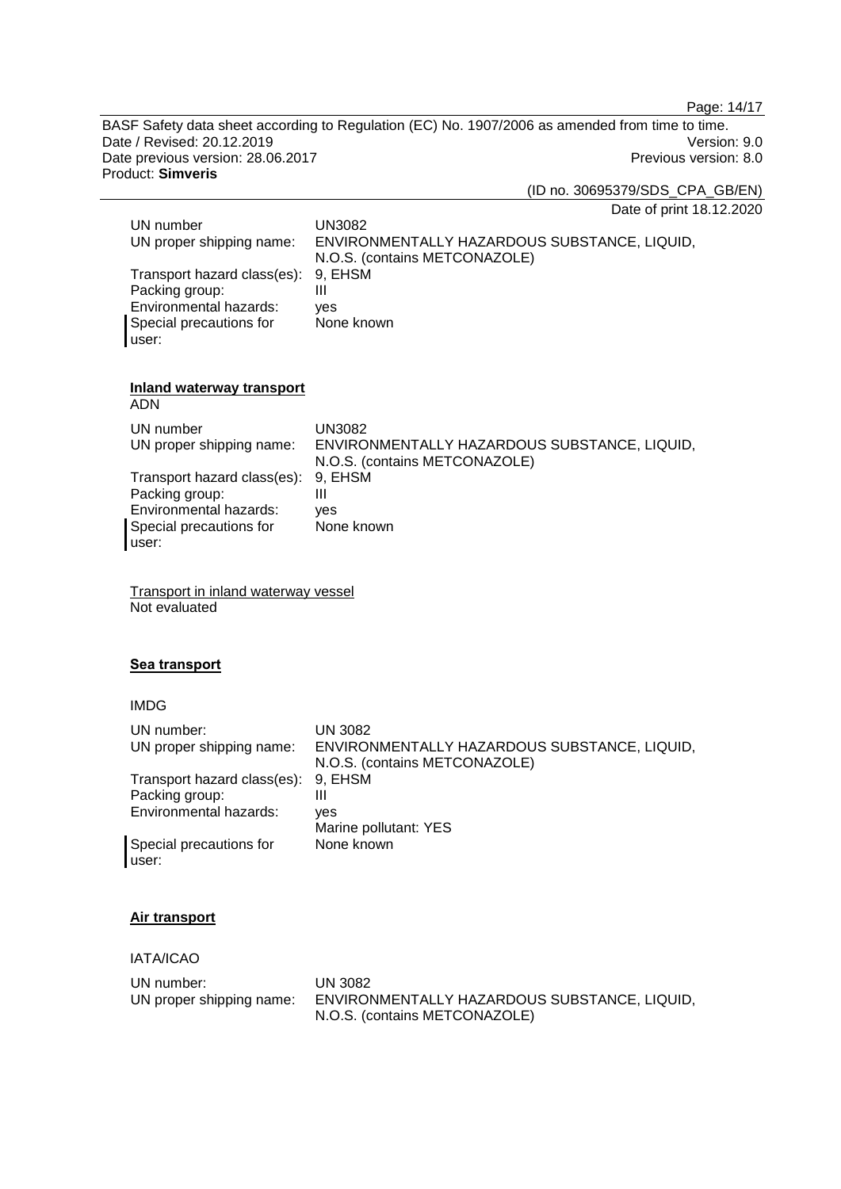| | |
|---|---|
| UN number | UN3082 |
| UN proper shipping name: | ENVIRONMENTALLY HAZARDOUS SUBSTANCE, LIQUID, N.O.S. (contains METCONAZOLE) |
| Transport hazard class(es): | 9, EHSM |
| Packing group: | III |
| Environmental hazards: | yes |
| Special precautions for user: | None known |

**Inland waterway transport**

ADN

| | |
|---|---|
| UN number | UN3082 |
| UN proper shipping name: | ENVIRONMENTALLY HAZARDOUS SUBSTANCE, LIQUID, N.O.S. (contains METCONAZOLE) |
| Transport hazard class(es): | 9, EHSM |
| Packing group: | III |
| Environmental hazards: | yes |
| Special precautions for user: | None known |

Transport in inland waterway vessel

Not evaluated

**Sea transport**

IMDG

| | |
|---|---|
| UN number: | UN 3082 |
| UN proper shipping name: | ENVIRONMENTALLY HAZARDOUS SUBSTANCE, LIQUID, N.O.S. (contains METCONAZOLE) |
| Transport hazard class(es): | 9, EHSM |
| Packing group: | III |
| Environmental hazards: | yes<br>Marine pollutant: YES |
| Special precautions for user: | None known |

**Air transport**

IATA/ICAO

| | |
|---|---|
| UN number: | UN 3082 |
| UN proper shipping name: | ENVIRONMENTALLY HAZARDOUS SUBSTANCE, LIQUID, N.O.S. (contains METCONAZOLE) |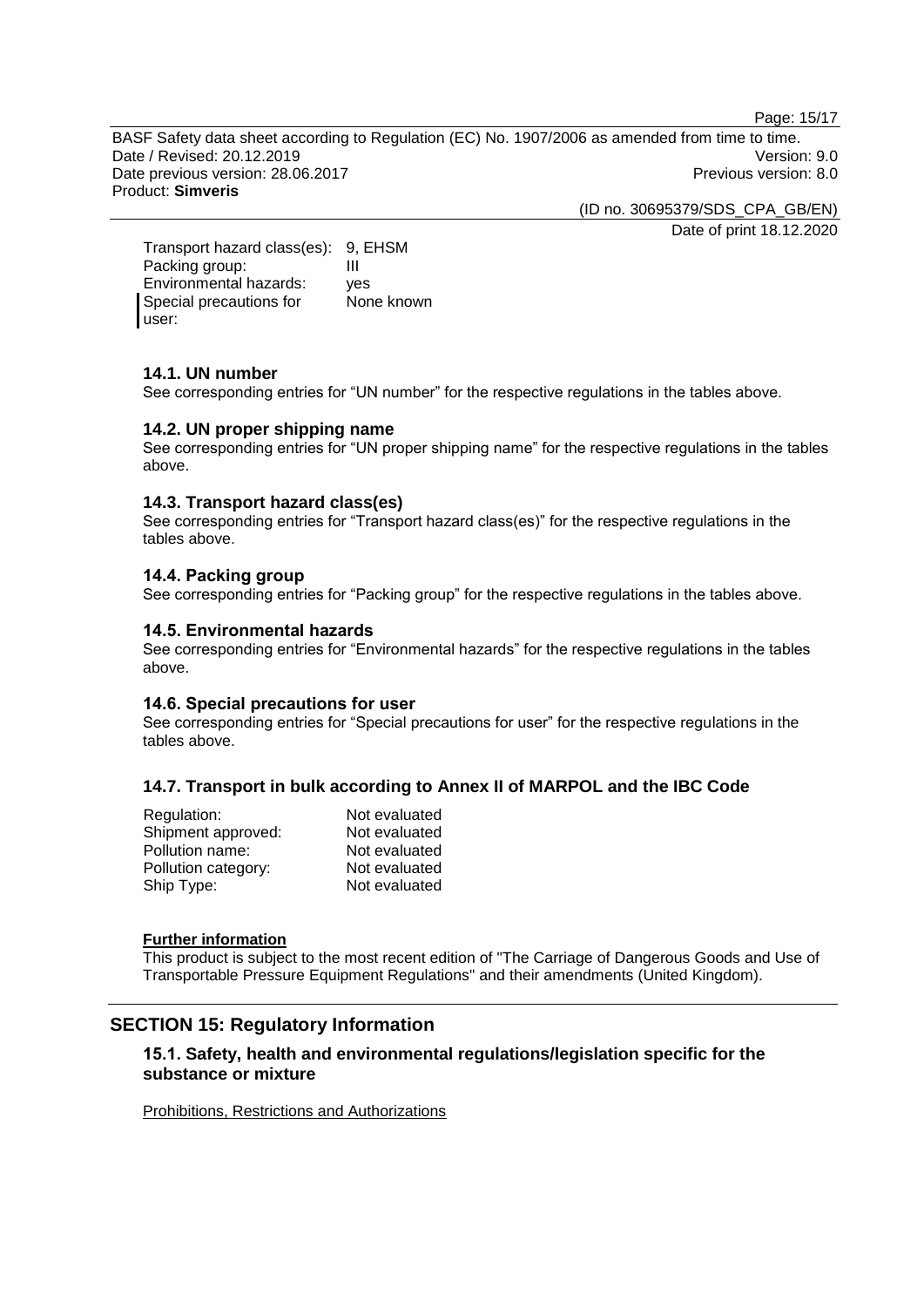| | |
|---|---|
| Transport hazard class(es): | 9, EHSM |
| Packing group: | III |
| Environmental hazards: | yes |
| Special precautions for user: | None known |

### 14.1. UN number

See corresponding entries for “UN number” for the respective regulations in the tables above.

### 14.2. UN proper shipping name

See corresponding entries for “UN proper shipping name” for the respective regulations in the tables above.

### 14.3. Transport hazard class(es)

See corresponding entries for “Transport hazard class(es)” for the respective regulations in the tables above.

### 14.4. Packing group

See corresponding entries for “Packing group” for the respective regulations in the tables above.

### 14.5. Environmental hazards

See corresponding entries for “Environmental hazards” for the respective regulations in the tables above.

### 14.6. Special precautions for user

See corresponding entries for “Special precautions for user” for the respective regulations in the tables above.

### 14.7. Transport in bulk according to Annex II of MARPOL and the IBC Code

| | |
|---|---|
| Regulation: | Not evaluated |
| Shipment approved: | Not evaluated |
| Pollution name: | Not evaluated |
| Pollution category: | Not evaluated |
| Ship Type: | Not evaluated |

**Further information**

This product is subject to the most recent edition of "The Carriage of Dangerous Goods and Use of Transportable Pressure Equipment Regulations" and their amendments (United Kingdom).

## SECTION 15: Regulatory Information

### 15.1. Safety, health and environmental regulations/legislation specific for the substance or mixture

Prohibitions, Restrictions and Authorizations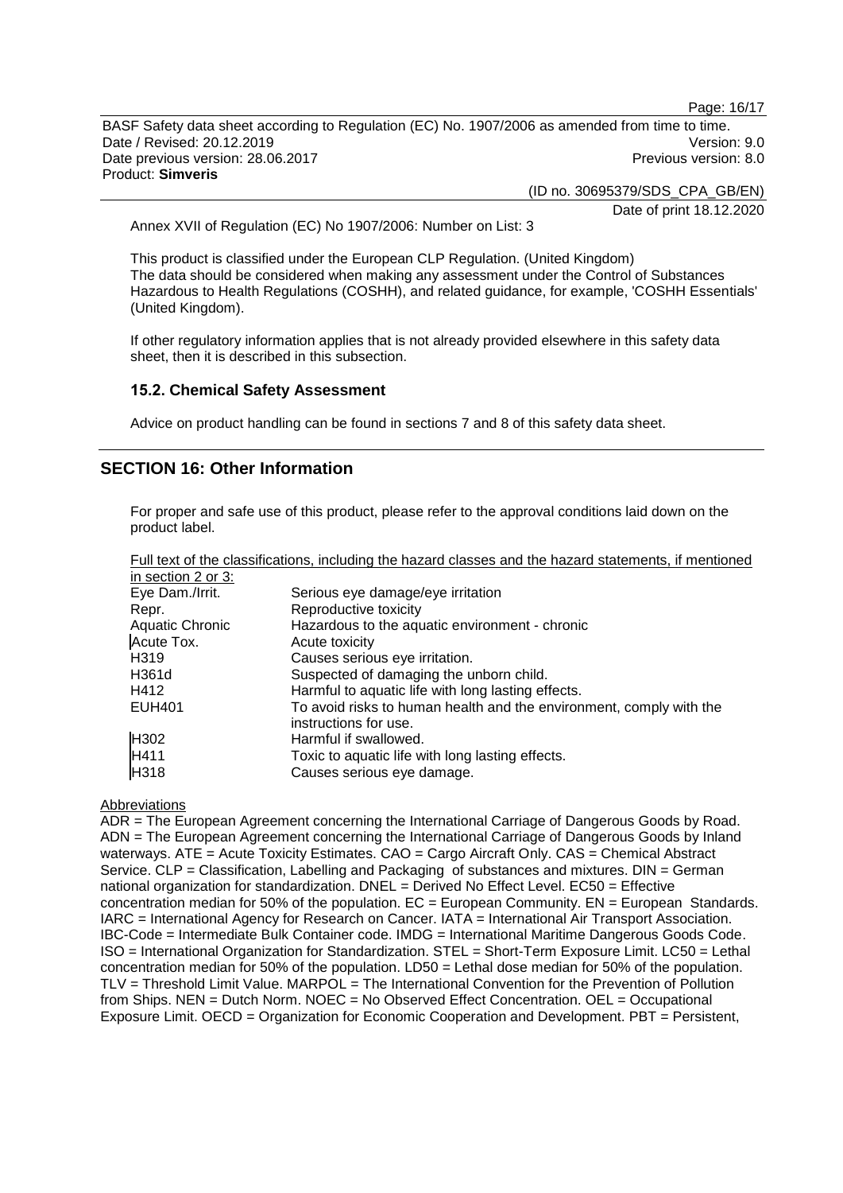Annex XVII of Regulation (EC) No 1907/2006: Number on List: 3

This product is classified under the European CLP Regulation. (United Kingdom)
The data should be considered when making any assessment under the Control of Substances Hazardous to Health Regulations (COSHH), and related guidance, for example, 'COSHH Essentials' (United Kingdom).

If other regulatory information applies that is not already provided elsewhere in this safety data sheet, then it is described in this subsection.

### 15.2. Chemical Safety Assessment

Advice on product handling can be found in sections 7 and 8 of this safety data sheet.

## SECTION 16: Other Information

For proper and safe use of this product, please refer to the approval conditions laid down on the product label.

Full text of the classifications, including the hazard classes and the hazard statements, if mentioned in section 2 or 3:

| | |
|---|---|
| Eye Dam./Irrit. | Serious eye damage/eye irritation |
| Repr. | Reproductive toxicity |
| Aquatic Chronic | Hazardous to the aquatic environment - chronic |
| Acute Tox. | Acute toxicity |
| H319 | Causes serious eye irritation. |
| H361d | Suspected of damaging the unborn child. |
| H412 | Harmful to aquatic life with long lasting effects. |
| EUH401 | To avoid risks to human health and the environment, comply with the instructions for use. |
| H302 | Harmful if swallowed. |
| H411 | Toxic to aquatic life with long lasting effects. |
| H318 | Causes serious eye damage. |

Abbreviations

ADR = The European Agreement concerning the International Carriage of Dangerous Goods by Road. ADN = The European Agreement concerning the International Carriage of Dangerous Goods by Inland waterways. ATE = Acute Toxicity Estimates. CAO = Cargo Aircraft Only. CAS = Chemical Abstract Service. CLP = Classification, Labelling and Packaging of substances and mixtures. DIN = German national organization for standardization. DNEL = Derived No Effect Level. EC50 = Effective concentration median for 50% of the population. EC = European Community. EN = European Standards. IARC = International Agency for Research on Cancer. IATA = International Air Transport Association. IBC-Code = Intermediate Bulk Container code. IMDG = International Maritime Dangerous Goods Code. ISO = International Organization for Standardization. STEL = Short-Term Exposure Limit. LC50 = Lethal concentration median for 50% of the population. LD50 = Lethal dose median for 50% of the population. TLV = Threshold Limit Value. MARPOL = The International Convention for the Prevention of Pollution from Ships. NEN = Dutch Norm. NOEC = No Observed Effect Concentration. OEL = Occupational Exposure Limit. OECD = Organization for Economic Cooperation and Development. PBT = Persistent,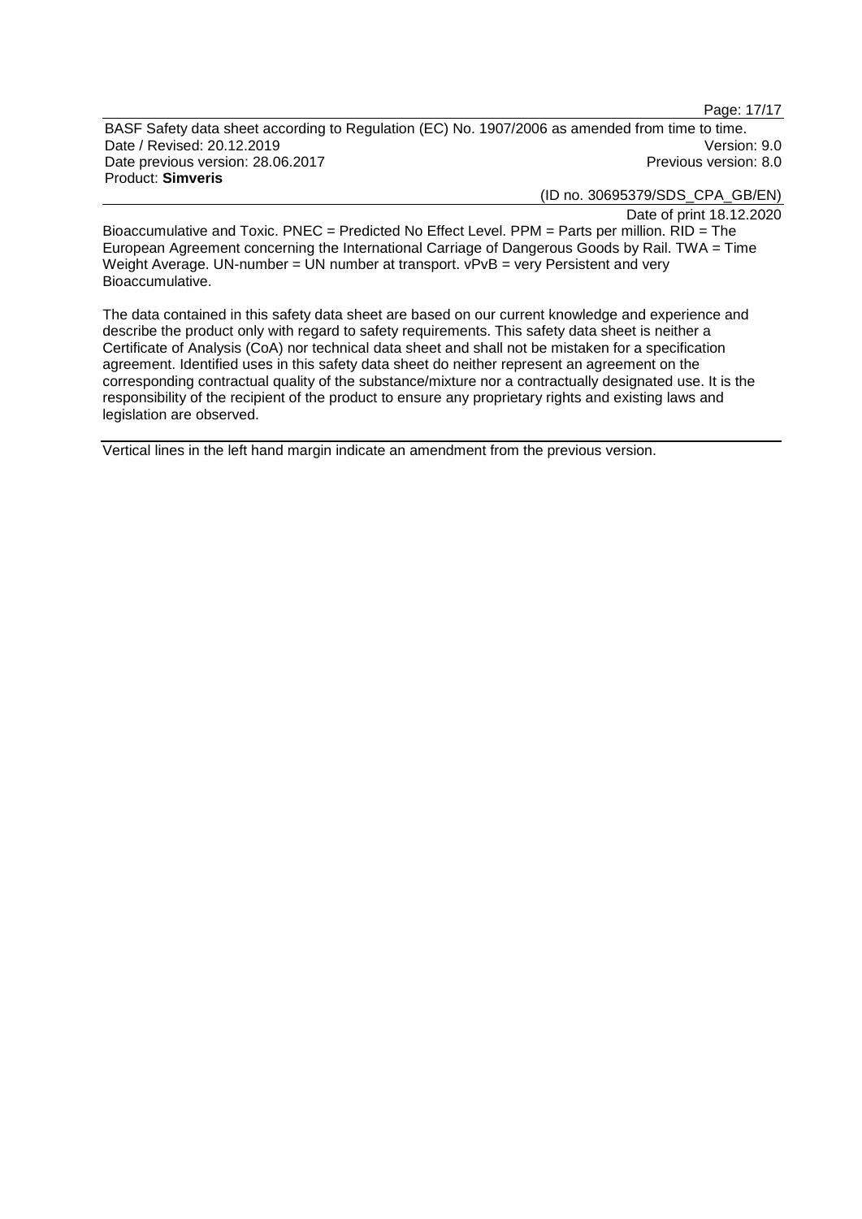Bioaccumulative and Toxic. PNEC = Predicted No Effect Level. PPM = Parts per million. RID = The European Agreement concerning the International Carriage of Dangerous Goods by Rail. TWA = Time Weight Average. UN-number = UN number at transport. vPvB = very Persistent and very Bioaccumulative.

The data contained in this safety data sheet are based on our current knowledge and experience and describe the product only with regard to safety requirements. This safety data sheet is neither a Certificate of Analysis (CoA) nor technical data sheet and shall not be mistaken for a specification agreement. Identified uses in this safety data sheet do neither represent an agreement on the corresponding contractual quality of the substance/mixture nor a contractually designated use. It is the responsibility of the recipient of the product to ensure any proprietary rights and existing laws and legislation are observed.

---

Vertical lines in the left hand margin indicate an amendment from the previous version.